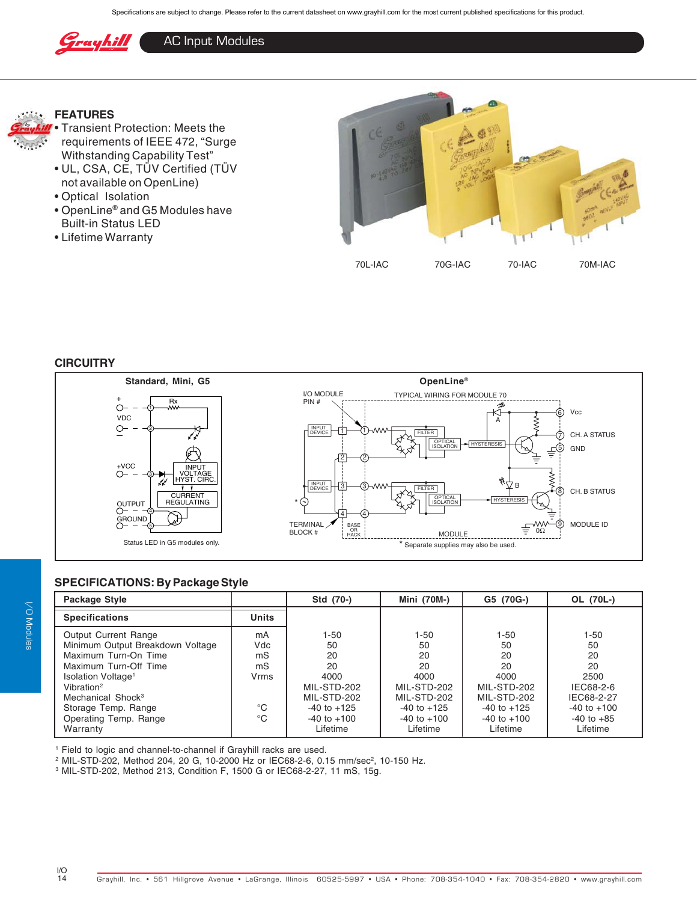Specifications are subject to change. Please refer to the current datasheet on www.grayhill.com for the most current published specifications for this product.

# AC Input Modules

## FEATURES

- Transient Protection: Meets the requirements of IEEE 472, “Surge Withstanding Capability Test”
- UL, CSA, CE, TÜV Certified (TÜV not available on OpenLine)
- Optical Isolation
- OpenLine® and G5 Modules have Built-in Status LED
- Lifetime Warranty

70L-IAC 70G-IAC 70-IAC 70M-IAC

## CIRCUITRY

**Standard, Mini, G5**

Status LED in G5 modules only.

**OpenLine®**

* Separate supplies may also be used.

## SPECIFICATIONS: By Package Style

| Package Style | | Std (70-) | Mini (70M-) | G5 (70G-) | OL (70L-) |
|---|---|---|---|---|---|
| **Specifications** | **Units** | | | | |
| Output Current Range | mA | 1-50 | 1-50 | 1-50 | 1-50 |
| Minimum Output Breakdown Voltage | Vdc | 50 | 50 | 50 | 50 |
| Maximum Turn-On Time | mS | 20 | 20 | 20 | 20 |
| Maximum Turn-Off Time | mS | 20 | 20 | 20 | 20 |
| Isolation Voltage[1] | Vrms | 4000 | 4000 | 4000 | 2500 |
| Vibration[2] | | MIL-STD-202 | MIL-STD-202 | MIL-STD-202 | IEC68-2-6 |
| Mechanical Shock[3] | | MIL-STD-202 | MIL-STD-202 | MIL-STD-202 | IEC68-2-27 |
| Storage Temp. Range | °C | -40 to +125 | -40 to +125 | -40 to +125 | -40 to +100 |
| Operating Temp. Range | °C | -40 to +100 | -40 to +100 | -40 to +100 | -40 to +85 |
| Warranty | | Lifetime | Lifetime | Lifetime | Lifetime |

[1] Field to logic and channel-to-channel if Grayhill racks are used.
[2] MIL-STD-202, Method 204, 20 G, 10-2000 Hz or IEC68-2-6, 0.15 mm/sec$^2$, 10-150 Hz.
[3] MIL-STD-202, Method 213, Condition F, 1500 G or IEC68-2-27, 11 mS, 15g.

Grayhill, Inc. • 561 Hillgrove Avenue • LaGrange, Illinois 60525-5997 • USA • Phone: 708-354-1040 • Fax: 708-354-2820 • www.grayhill.com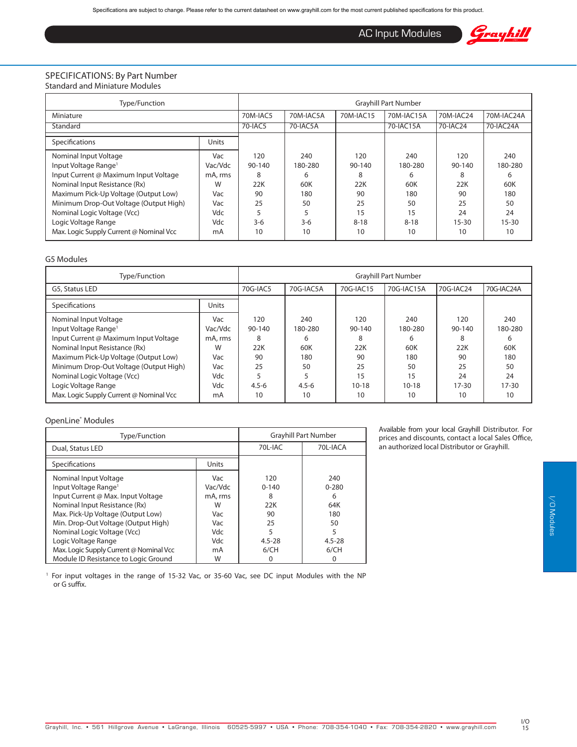Specifications are subject to change. Please refer to the current datasheet on www.grayhill.com for the most current published specifications for this product.

## AC Input Modules

### SPECIFICATIONS: By Part Number

Standard and Miniature Modules

| Type/Function | | Grayhill Part Number | | | | | |
|---|---|---|---|---|---|---|---|
| Miniature | | 70M-IAC5 | 70M-IAC5A | 70M-IAC15 | 70M-IAC15A | 70M-IAC24 | 70M-IAC24A |
| Standard | | 70-IAC5 | 70-IAC5A | | 70-IAC15A | 70-IAC24 | 70-IAC24A |
| **Specifications** | **Units** | | | | | | |
| Nominal Input Voltage | Vac | 120 | 240 | 120 | 240 | 120 | 240 |
| Input Voltage Range[1] | Vac/Vdc | 90-140 | 180-280 | 90-140 | 180-280 | 90-140 | 180-280 |
| Input Current @ Maximum Input Voltage | mA, rms | 8 | 6 | 8 | 6 | 8 | 6 |
| Nominal Input Resistance (Rx) | W | 22K | 60K | 22K | 60K | 22K | 60K |
| Maximum Pick-Up Voltage (Output Low) | Vac | 90 | 180 | 90 | 180 | 90 | 180 |
| Minimum Drop-Out Voltage (Output High) | Vac | 25 | 50 | 25 | 50 | 25 | 50 |
| Nominal Logic Voltage (Vcc) | Vdc | 5 | 5 | 15 | 15 | 24 | 24 |
| Logic Voltage Range | Vdc | 3-6 | 3-6 | 8-18 | 8-18 | 15-30 | 15-30 |
| Max. Logic Supply Current @ Nominal Vcc | mA | 10 | 10 | 10 | 10 | 10 | 10 |

G5 Modules

| Type/Function | | Grayhill Part Number | | | | | |
|---|---|---|---|---|---|---|---|
| G5, Status LED | | 70G-IAC5 | 70G-IAC5A | 70G-IAC15 | 70G-IAC15A | 70G-IAC24 | 70G-IAC24A |
| **Specifications** | **Units** | | | | | | |
| Nominal Input Voltage | Vac | 120 | 240 | 120 | 240 | 120 | 240 |
| Input Voltage Range[1] | Vac/Vdc | 90-140 | 180-280 | 90-140 | 180-280 | 90-140 | 180-280 |
| Input Current @ Maximum Input Voltage | mA, rms | 8 | 6 | 8 | 6 | 8 | 6 |
| Nominal Input Resistance (Rx) | W | 22K | 60K | 22K | 60K | 22K | 60K |
| Maximum Pick-Up Voltage (Output Low) | Vac | 90 | 180 | 90 | 180 | 90 | 180 |
| Minimum Drop-Out Voltage (Output High) | Vac | 25 | 50 | 25 | 50 | 25 | 50 |
| Nominal Logic Voltage (Vcc) | Vdc | 5 | 5 | 15 | 15 | 24 | 24 |
| Logic Voltage Range | Vdc | 4.5-6 | 4.5-6 | 10-18 | 10-18 | 17-30 | 17-30 |
| Max. Logic Supply Current @ Nominal Vcc | mA | 10 | 10 | 10 | 10 | 10 | 10 |

OpenLine® Modules

| Type/Function | | Grayhill Part Number | |
|---|---|---|---|
| Dual, Status LED | | 70L-IAC | 70L-IACA |
| **Specifications** | **Units** | | |
| Nominal Input Voltage | Vac | 120 | 240 |
| Input Voltage Range[1] | Vac/Vdc | 0-140 | 0-280 |
| Input Current @ Max. Input Voltage | mA, rms | 8 | 6 |
| Nominal Input Resistance (Rx) | W | 22K | 64K |
| Max. Pick-Up Voltage (Output Low) | Vac | 90 | 180 |
| Min. Drop-Out Voltage (Output High) | Vac | 25 | 50 |
| Nominal Logic Voltage (Vcc) | Vdc | 5 | 5 |
| Logic Voltage Range | Vdc | 4.5-28 | 4.5-28 |
| Max. Logic Supply Current @ Nominal Vcc | mA | 6/CH | 6/CH |
| Module ID Resistance to Logic Ground | W | 0 | 0 |

Available from your local Grayhill Distributor. For prices and discounts, contact a local Sales Office, an authorized local Distributor or Grayhill.

[1] For input voltages in the range of 15-32 Vac, or 35-60 Vac, see DC input Modules with the NP or G suffix.

Grayhill, Inc. • 561 Hillgrove Avenue • LaGrange, Illinois 60525-5997 • USA • Phone: 708-354-1040 • Fax: 708-354-2820 • www.grayhill.com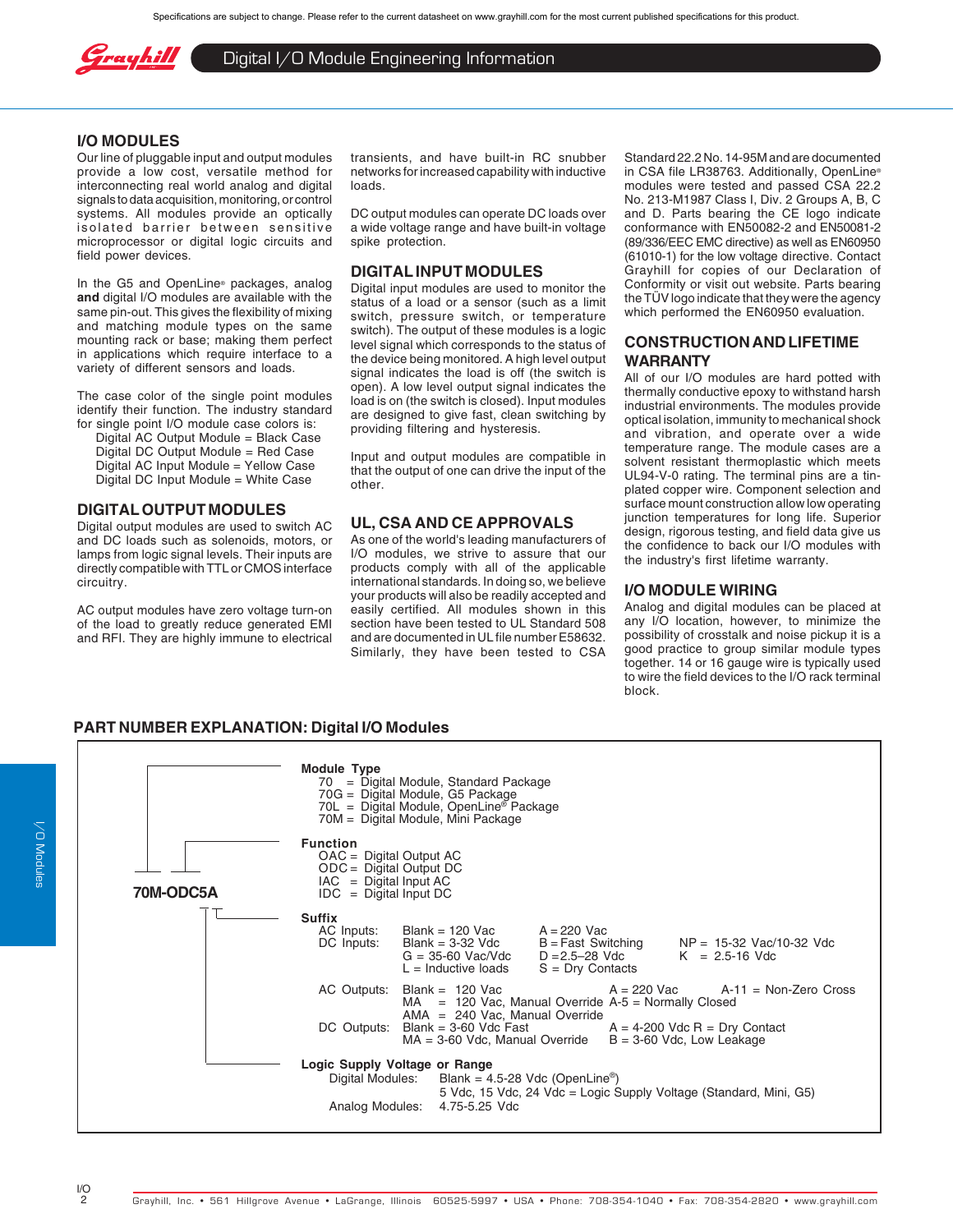Specifications are subject to change. Please refer to the current datasheet on www.grayhill.com for the most current published specifications for this product.

# Digital I/O Module Engineering Information

## I/O MODULES

Our line of pluggable input and output modules provide a low cost, versatile method for interconnecting real world analog and digital signals to data acquisition, monitoring, or control systems. All modules provide an optically isolated barrier between sensitive microprocessor or digital logic circuits and field power devices.

In the G5 and OpenLine® packages, analog **and** digital I/O modules are available with the same pin-out. This gives the flexibility of mixing and matching module types on the same mounting rack or base; making them perfect in applications which require interface to a variety of different sensors and loads.

The case color of the single point modules identify their function. The industry standard for single point I/O module case colors is:

- Digital AC Output Module = Black Case
- Digital DC Output Module = Red Case
- Digital AC Input Module = Yellow Case
- Digital DC Input Module = White Case

## DIGITAL OUTPUT MODULES

Digital output modules are used to switch AC and DC loads such as solenoids, motors, or lamps from logic signal levels. Their inputs are directly compatible with TTL or CMOS interface circuitry.

AC output modules have zero voltage turn-on of the load to greatly reduce generated EMI and RFI. They are highly immune to electrical transients, and have built-in RC snubber networks for increased capability with inductive loads.

DC output modules can operate DC loads over a wide voltage range and have built-in voltage spike protection.

## DIGITAL INPUT MODULES

Digital input modules are used to monitor the status of a load or a sensor (such as a limit switch, pressure switch, or temperature switch). The output of these modules is a logic level signal which corresponds to the status of the device being monitored. A high level output signal indicates the load is off (the switch is open). A low level output signal indicates the load is on (the switch is closed). Input modules are designed to give fast, clean switching by providing filtering and hysteresis.

Input and output modules are compatible in that the output of one can drive the input of the other.

## UL, CSA AND CE APPROVALS

As one of the world's leading manufacturers of I/O modules, we strive to assure that our products comply with all of the applicable international standards. In doing so, we believe your products will also be readily accepted and easily certified. All modules shown in this section have been tested to UL Standard 508 and are documented in UL file number E58632. Similarly, they have been tested to CSA Standard 22.2 No. 14-95M and are documented in CSA file LR38763. Additionally, OpenLine® modules were tested and passed CSA 22.2 No. 213-M1987 Class I, Div. 2 Groups A, B, C and D. Parts bearing the CE logo indicate conformance with EN50082-2 and EN50081-2 (89/336/EEC EMC directive) as well as EN60950 (61010-1) for the low voltage directive. Contact Grayhill for copies of our Declaration of Conformity or visit out website. Parts bearing the TÜV logo indicate that they were the agency which performed the EN60950 evaluation.

## CONSTRUCTION AND LIFETIME WARRANTY

All of our I/O modules are hard potted with thermally conductive epoxy to withstand harsh industrial environments. The modules provide optical isolation, immunity to mechanical shock and vibration, and operate over a wide temperature range. The module cases are a solvent resistant thermoplastic which meets UL94-V-0 rating. The terminal pins are a tin-plated copper wire. Component selection and surface mount construction allow low operating junction temperatures for long life. Superior design, rigorous testing, and field data give us the confidence to back our I/O modules with the industry's first lifetime warranty.

## I/O MODULE WIRING

Analog and digital modules can be placed at any I/O location, however, to minimize the possibility of crosstalk and noise pickup it is a good practice to group similar module types together. 14 or 16 gauge wire is typically used to wire the field devices to the I/O rack terminal block.

## PART NUMBER EXPLANATION: Digital I/O Modules

**70M-ODC5A**

**Module Type**
- 70 = Digital Module, Standard Package
- 70G = Digital Module, G5 Package
- 70L = Digital Module, OpenLine® Package
- 70M = Digital Module, Mini Package

**Function**
- OAC = Digital Output AC
- ODC = Digital Output DC
- IAC = Digital Input AC
- IDC = Digital Input DC

**Suffix**

| | | | |
|---|---|---|---|
| AC Inputs: | Blank = 120 Vac | A = 220 Vac | |
| DC Inputs: | Blank = 3-32 Vdc | B = Fast Switching | NP = 15-32 Vac/10-32 Vdc |
| | G = 35-60 Vac/Vdc | D = 2.5–28 Vdc | K = 2.5-16 Vdc |
| | L = Inductive loads | S = Dry Contacts | |
| AC Outputs: | Blank = 120 Vac | A = 220 Vac | A-11 = Non-Zero Cross |
| | MA = 120 Vac, Manual Override | A-5 = Normally Closed | |
| | AMA = 240 Vac, Manual Override | | |
| DC Outputs: | Blank = 3-60 Vdc Fast | A = 4-200 Vdc R = Dry Contact | |
| | MA = 3-60 Vdc, Manual Override | B = 3-60 Vdc, Low Leakage | |

**Logic Supply Voltage or Range**
- Digital Modules: Blank = 4.5-28 Vdc (OpenLine®)
  5 Vdc, 15 Vdc, 24 Vdc = Logic Supply Voltage (Standard, Mini, G5)
- Analog Modules: 4.75-5.25 Vdc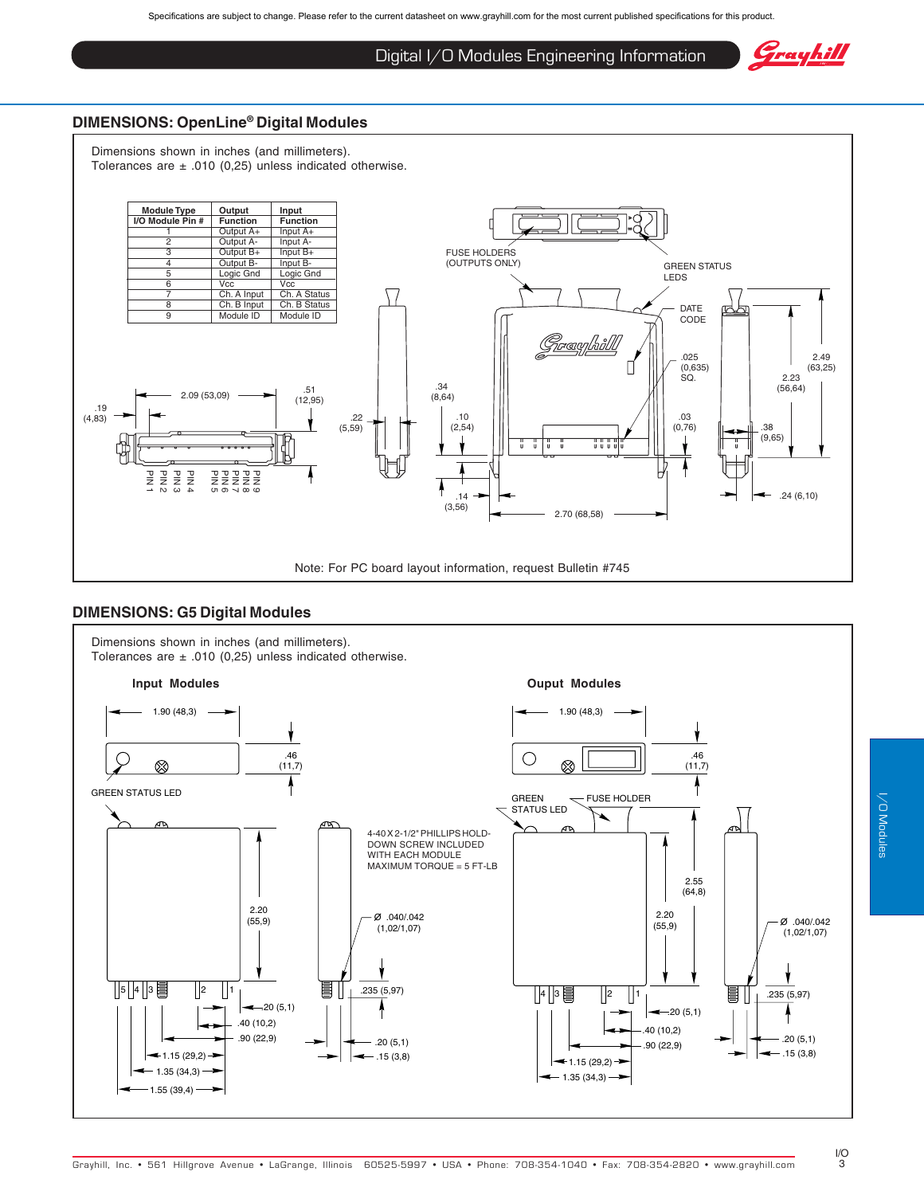Specifications are subject to change. Please refer to the current datasheet on www.grayhill.com for the most current published specifications for this product.

## Digital I/O Modules Engineering Information

## DIMENSIONS: OpenLine® Digital Modules

Dimensions shown in inches (and millimeters).
Tolerances are ± .010 (0,25) unless indicated otherwise.

| Module Type | Output | Input |
|---|---|---|
| I/O Module Pin # | Function | Function |
| 1 | Output A+ | Input A+ |
| 2 | Output A- | Input A- |
| 3 | Output B+ | Input B+ |
| 4 | Output B- | Input B- |
| 5 | Logic Gnd | Logic Gnd |
| 6 | Vcc | Vcc |
| 7 | Ch. A Input | Ch. A Status |
| 8 | Ch. B Input | Ch. B Status |
| 9 | Module ID | Module ID |

FUSE HOLDERS (OUTPUTS ONLY)

GREEN STATUS LEDS

DATE CODE

.19 (4,83) — 2.09 (53,09) — .51 (12,95) — PIN 1 – PIN 9

.22 (5,59) — .34 (8,64) — .10 (2,54) — .14 (3,56) — 2.70 (68,58) — .025 (0,635) SQ. — .03 (0,76)

2.49 (63,25) — 2.23 (56,64) — .38 (9,65) — .24 (6,10)

Note: For PC board layout information, request Bulletin #745

## DIMENSIONS: G5 Digital Modules

Dimensions shown in inches (and millimeters).
Tolerances are ± .010 (0,25) unless indicated otherwise.

### Input Modules

1.90 (48,3) — .46 (11,7)

GREEN STATUS LED

2.20 (55,9)

4-40 X 2-1/2" PHILLIPS HOLD-DOWN SCREW INCLUDED WITH EACH MODULE MAXIMUM TORQUE = 5 FT-LB

Ø .040/.042 (1,02/1,07)

.235 (5,97)

.20 (5,1) — .40 (10,2) — .90 (22,9) — 1.15 (29,2) — 1.35 (34,3) — 1.55 (39,4)

.20 (5,1) — .15 (3,8)

### Ouput Modules

1.90 (48,3) — .46 (11,7)

GREEN STATUS LED — FUSE HOLDER

2.55 (64,8) — 2.20 (55,9)

Ø .040/.042 (1,02/1,07)

.235 (5,97)

.20 (5,1) — .40 (10,2) — .90 (22,9) — 1.15 (29,2) — 1.35 (34,3)

.20 (5,1) — .15 (3,8)

Grayhill, Inc. • 561 Hillgrove Avenue • LaGrange, Illinois 60525-5997 • USA • Phone: 708-354-1040 • Fax: 708-354-2820 • www.grayhill.com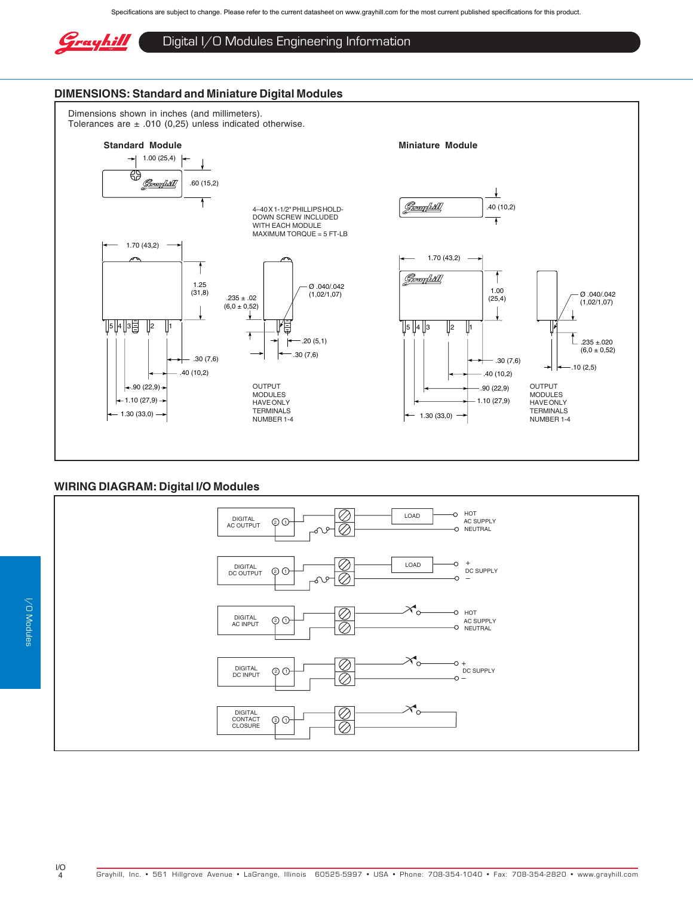Specifications are subject to change. Please refer to the current datasheet on www.grayhill.com for the most current published specifications for this product.

# Digital I/O Modules Engineering Information

## DIMENSIONS: Standard and Miniature Digital Modules

Dimensions shown in inches (and millimeters).
Tolerances are ± .010 (0,25) unless indicated otherwise.

### Standard Module

1.00 (25,4)
.60 (15,2)
1.70 (43,2)
1.25 (31,8)
.235 ± .02 (6,0 ± 0,52)
Ø .040/.042 (1,02/1,07)
.20 (5,1)
.30 (7,6)
.30 (7,6)
.40 (10,2)
.90 (22,9)
1.10 (27,9)
1.30 (33,0)

4–40 X 1-1/2" PHILLIPS HOLD-DOWN SCREW INCLUDED WITH EACH MODULE MAXIMUM TORQUE = 5 FT-LB

OUTPUT MODULES HAVE ONLY TERMINALS NUMBER 1-4

### Miniature Module

.40 (10,2)
1.70 (43,2)
1.00 (25,4)
Ø .040/.042 (1,02/1,07)
.235 ±.020 (6,0 ± 0,52)
.10 (2,5)
.30 (7,6)
.40 (10,2)
.90 (22,9)
1.10 (27,9)
1.30 (33,0)

OUTPUT MODULES HAVE ONLY TERMINALS NUMBER 1-4

## WIRING DIAGRAM: Digital I/O Modules

DIGITAL AC OUTPUT — LOAD — HOT / AC SUPPLY / NEUTRAL

DIGITAL DC OUTPUT — LOAD — + / DC SUPPLY / –

DIGITAL AC INPUT — HOT / AC SUPPLY / NEUTRAL

DIGITAL DC INPUT — + / DC SUPPLY / –

DIGITAL CONTACT CLOSURE

Grayhill, Inc. • 561 Hillgrove Avenue • LaGrange, Illinois 60525-5997 • USA • Phone: 708-354-1040 • Fax: 708-354-2820 • www.grayhill.com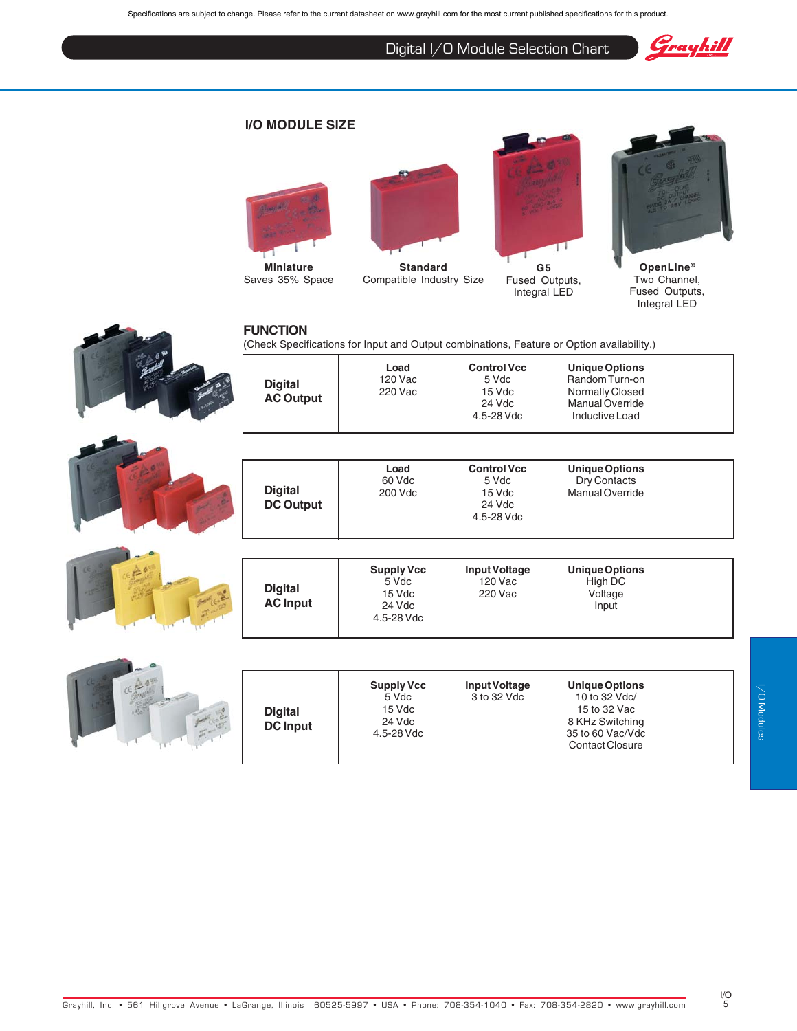Specifications are subject to change. Please refer to the current datasheet on www.grayhill.com for the most current published specifications for this product.

# Digital I/O Module Selection Chart

## I/O MODULE SIZE

| **Miniature** | **Standard** | **G5** | **OpenLine®** |
|---|---|---|---|
| Saves 35% Space | Compatible Industry Size | Fused Outputs, Integral LED | Two Channel, Fused Outputs, Integral LED |

## FUNCTION

(Check Specifications for Input and Output combinations, Feature or Option availability.)

| | | | |
|---|---|---|---|
| **Digital AC Output** | **Load**<br>120 Vac<br>220 Vac | **Control Vcc**<br>5 Vdc<br>15 Vdc<br>24 Vdc<br>4.5-28 Vdc | **Unique Options**<br>Random Turn-on<br>Normally Closed<br>Manual Override<br>Inductive Load |
| **Digital DC Output** | **Load**<br>60 Vdc<br>200 Vdc | **Control Vcc**<br>5 Vdc<br>15 Vdc<br>24 Vdc<br>4.5-28 Vdc | **Unique Options**<br>Dry Contacts<br>Manual Override |
| **Digital AC Input** | **Supply Vcc**<br>5 Vdc<br>15 Vdc<br>24 Vdc<br>4.5-28 Vdc | **Input Voltage**<br>120 Vac<br>220 Vac | **Unique Options**<br>High DC Voltage Input |
| **Digital DC Input** | **Supply Vcc**<br>5 Vdc<br>15 Vdc<br>24 Vdc<br>4.5-28 Vdc | **Input Voltage**<br>3 to 32 Vdc | **Unique Options**<br>10 to 32 Vdc/<br>15 to 32 Vac<br>8 KHz Switching<br>35 to 60 Vac/Vdc<br>Contact Closure |

Grayhill, Inc. • 561 Hillgrove Avenue • LaGrange, Illinois 60525-5997 • USA • Phone: 708-354-1040 • Fax: 708-354-2820 • www.grayhill.com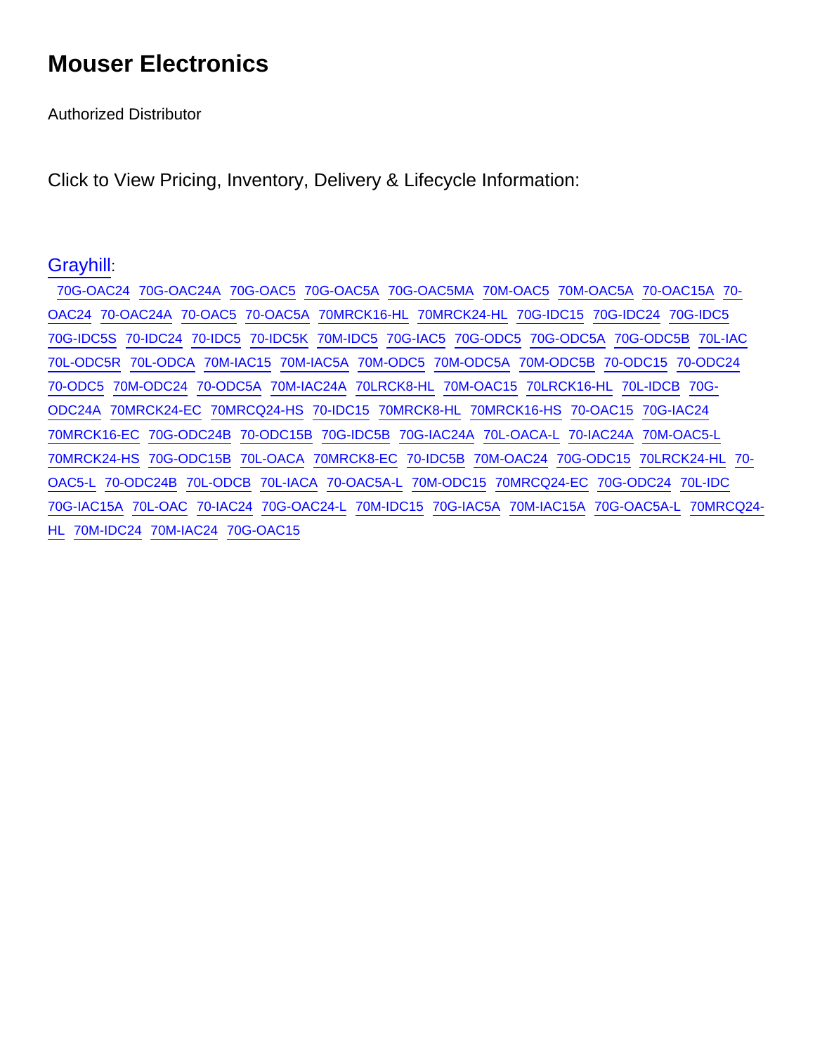# Mouser Electronics

Authorized Distributor

Click to View Pricing, Inventory, Delivery & Lifecycle Information:

Grayhill:

70G-OAC24 70G-OAC24A 70G-OAC5 70G-OAC5A 70G-OAC5MA 70M-OAC5 70M-OAC5A 70-OAC15A 70-OAC24 70-OAC24A 70-OAC5 70-OAC5A 70MRCK16-HL 70MRCK24-HL 70G-IDC15 70G-IDC24 70G-IDC5 70G-IDC5S 70-IDC24 70-IDC5 70-IDC5K 70M-IDC5 70G-IAC5 70G-ODC5 70G-ODC5A 70G-ODC5B 70L-IAC 70L-ODC5R 70L-ODCA 70M-IAC15 70M-IAC5A 70M-ODC5 70M-ODC5A 70M-ODC5B 70-ODC15 70-ODC24 70-ODC5 70M-ODC24 70-ODC5A 70M-IAC24A 70LRCK8-HL 70M-OAC15 70LRCK16-HL 70L-IDCB 70G-ODC24A 70MRCK24-EC 70MRCQ24-HS 70-IDC15 70MRCK8-HL 70MRCK16-HS 70-OAC15 70G-IAC24 70MRCK16-EC 70G-ODC24B 70-ODC15B 70G-IDC5B 70G-IAC24A 70L-OACA-L 70-IAC24A 70M-OAC5-L 70MRCK24-HS 70G-ODC15B 70L-OACA 70MRCK8-EC 70-IDC5B 70M-OAC24 70G-ODC15 70LRCK24-HL 70-OAC5-L 70-ODC24B 70L-ODCB 70L-IACA 70-OAC5A-L 70M-ODC15 70MRCQ24-EC 70G-ODC24 70L-IDC 70G-IAC15A 70L-OAC 70-IAC24 70G-OAC24-L 70M-IDC15 70G-IAC5A 70M-IAC15A 70G-OAC5A-L 70MRCQ24-HL 70M-IDC24 70M-IAC24 70G-OAC15